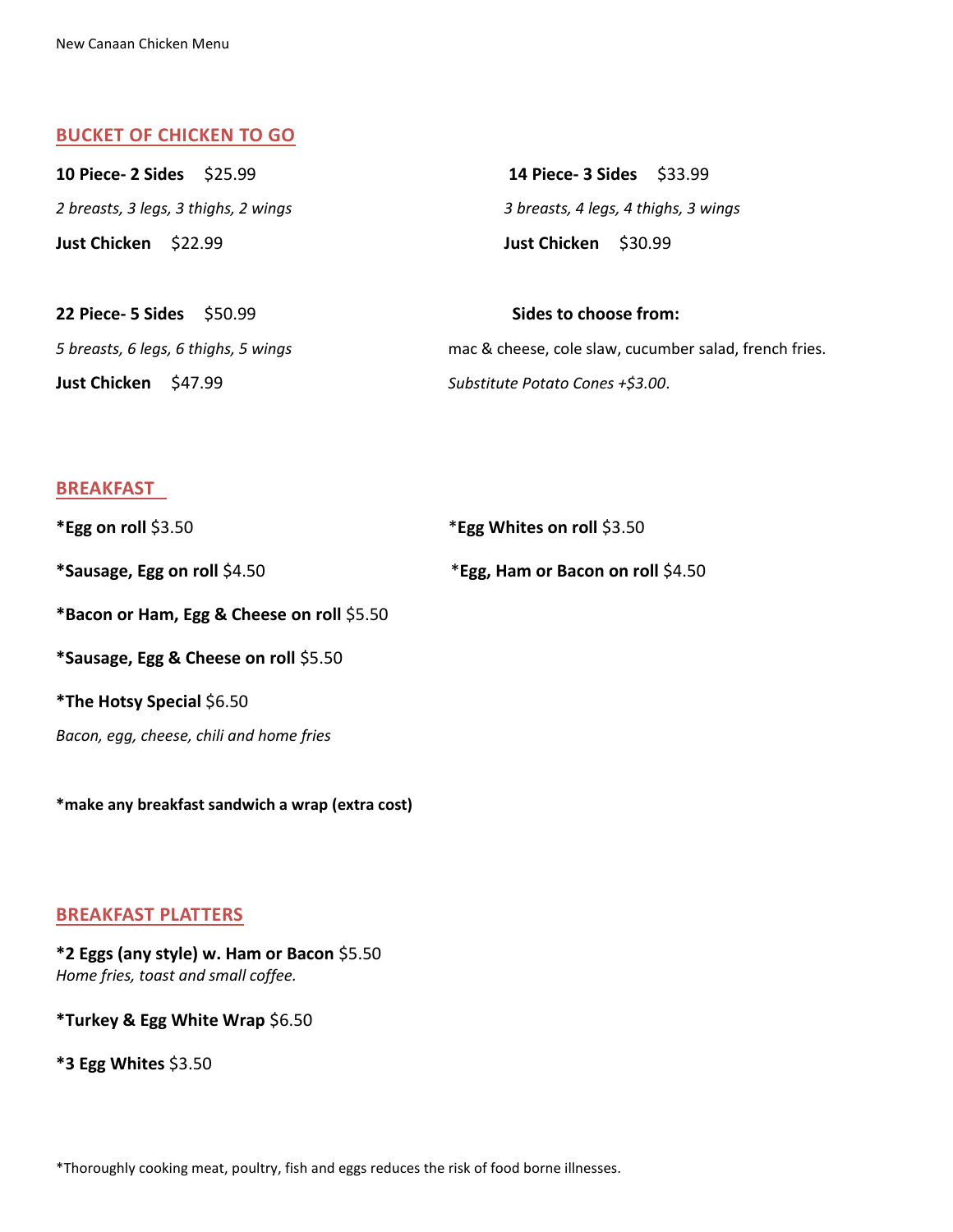New Canaan Chicken Menu

## BUCKET OF CHICKEN TO GO

**10 Piece- 2 Sides** $25.99
*2 breasts, 3 legs, 3 thighs, 2 wings*
**Just Chicken** $22.99

**14 Piece- 3 Sides** $33.99
*3 breasts, 4 legs, 4 thighs, 3 wings*
**Just Chicken** $30.99

**22 Piece- 5 Sides** $50.99
*5 breasts, 6 legs, 6 thighs, 5 wings*
**Just Chicken** $47.99

**Sides to choose from:**
mac & cheese, cole slaw, cucumber salad, french fries.
*Substitute Potato Cones +$3.00*.

## BREAKFAST

**\*Egg on roll** $3.50

**\*Egg Whites on roll** $3.50

**\*Sausage, Egg on roll** $4.50

**\*Egg, Ham or Bacon on roll** $4.50

**\*Bacon or Ham, Egg & Cheese on roll** $5.50

**\*Sausage, Egg & Cheese on roll** $5.50

**\*The Hotsy Special** $6.50
*Bacon, egg, cheese, chili and home fries*

**\*make any breakfast sandwich a wrap (extra cost)**

## BREAKFAST PLATTERS

**\*2 Eggs (any style) w. Ham or Bacon** $5.50
*Home fries, toast and small coffee.*

**\*Turkey & Egg White Wrap** $6.50

**\*3 Egg Whites** $3.50

*Thoroughly cooking meat, poultry, fish and eggs reduces the risk of food borne illnesses.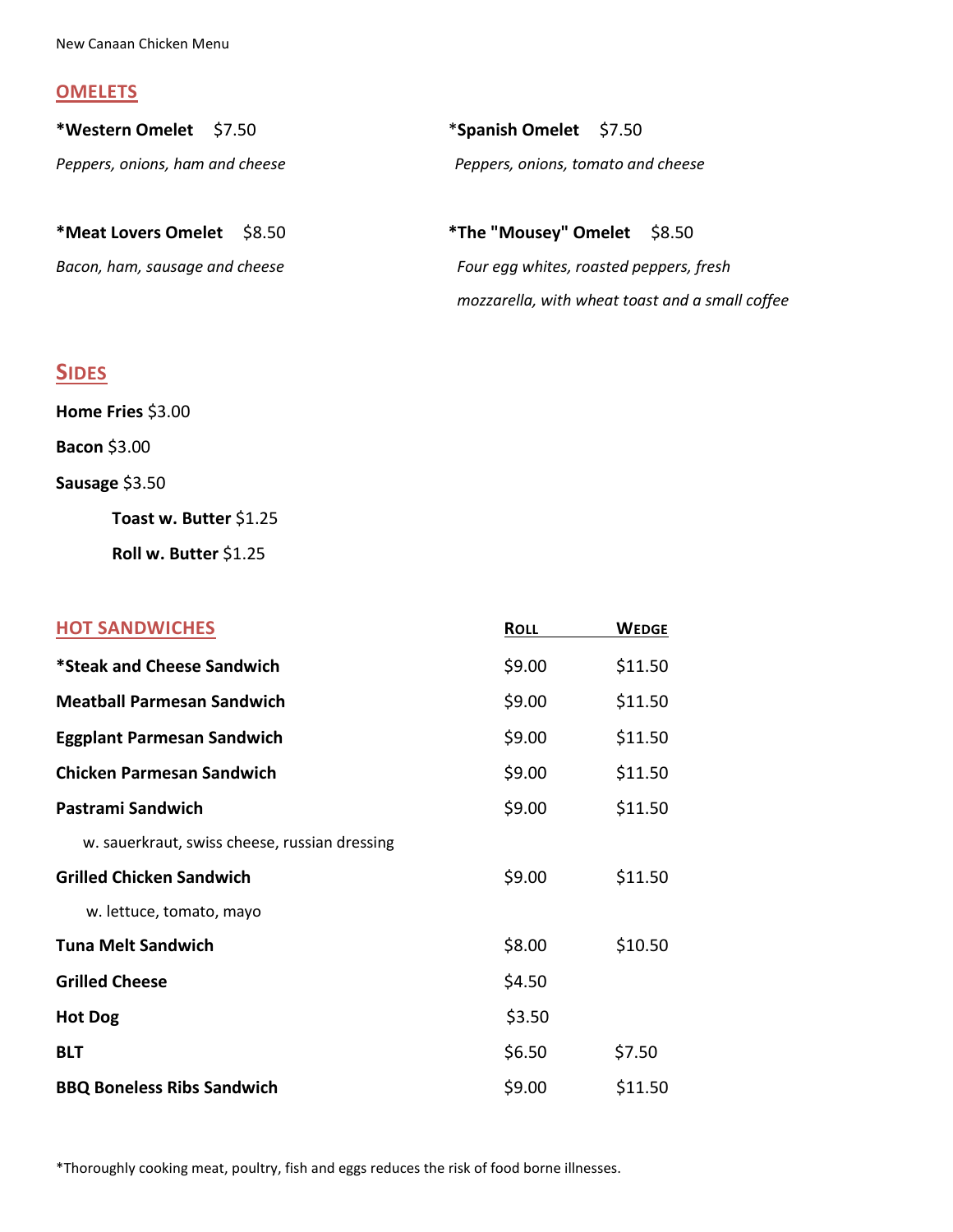New Canaan Chicken Menu

## OMELETS

**\*Western Omelet** $7.50

*Peppers, onions, ham and cheese*

**\*Spanish Omelet** $7.50

*Peppers, onions, tomato and cheese*

**\*Meat Lovers Omelet** $8.50

*Bacon, ham, sausage and cheese*

**\*The "Mousey" Omelet** $8.50

*Four egg whites, roasted peppers, fresh mozzarella, with wheat toast and a small coffee*

## SIDES

**Home Fries** $3.00

**Bacon** $3.00

**Sausage** $3.50

**Toast w. Butter** $1.25

**Roll w. Butter** $1.25

## HOT SANDWICHES

| | ROLL | WEDGE |
|---|---|---|
| **\*Steak and Cheese Sandwich** | $9.00 | $11.50 |
| **Meatball Parmesan Sandwich** | $9.00 | $11.50 |
| **Eggplant Parmesan Sandwich** | $9.00 | $11.50 |
| **Chicken Parmesan Sandwich** | $9.00 | $11.50 |
| **Pastrami Sandwich** w. sauerkraut, swiss cheese, russian dressing | $9.00 | $11.50 |
| **Grilled Chicken Sandwich** w. lettuce, tomato, mayo | $9.00 | $11.50 |
| **Tuna Melt Sandwich** | $8.00 | $10.50 |
| **Grilled Cheese** | $4.50 | |
| **Hot Dog** | $3.50 | |
| **BLT** | $6.50 | $7.50 |
| **BBQ Boneless Ribs Sandwich** | $9.00 | $11.50 |

\*Thoroughly cooking meat, poultry, fish and eggs reduces the risk of food borne illnesses.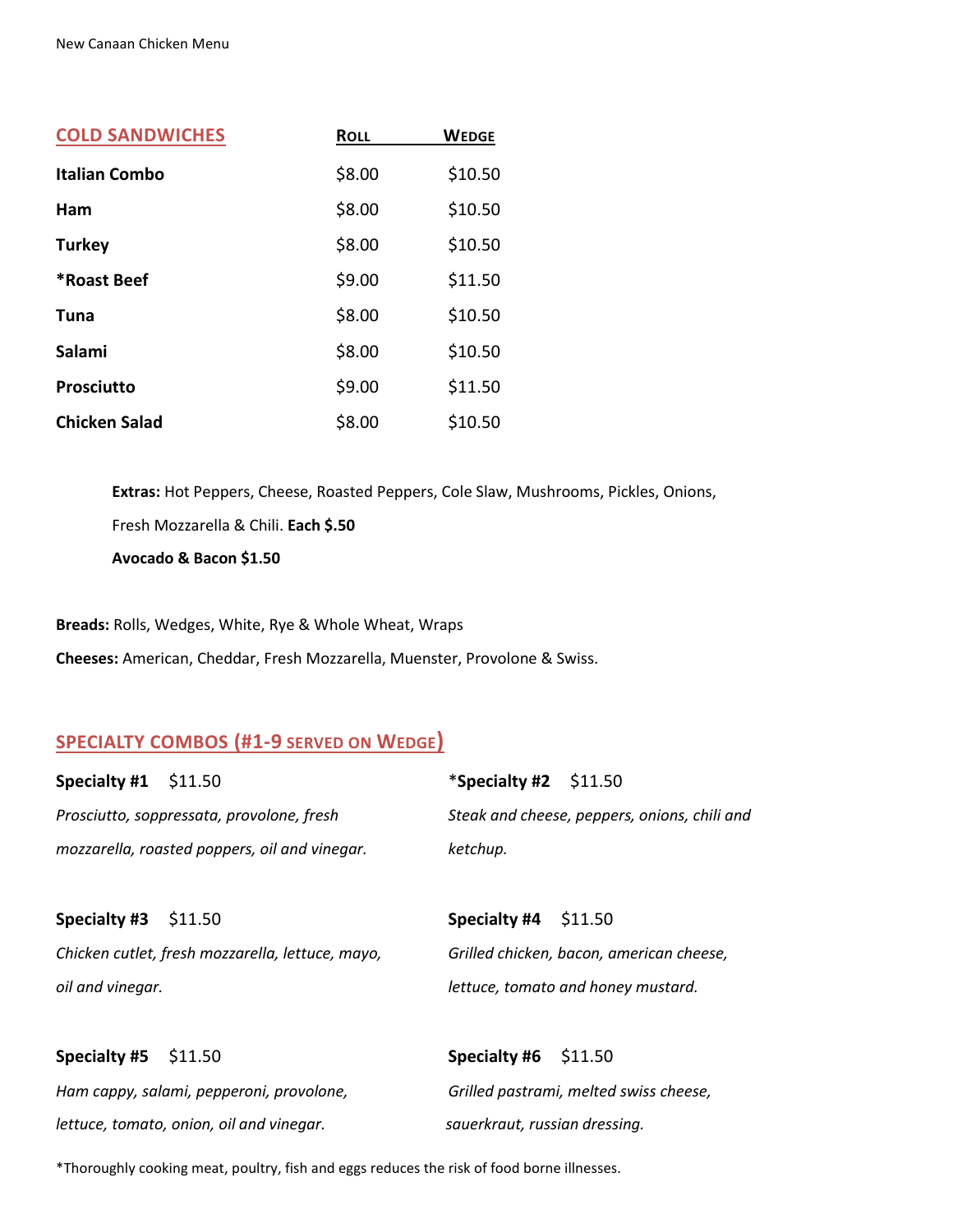## COLD SANDWICHES

| | Roll | Wedge |
|---|---|---|
| **Italian Combo** | $8.00 | $10.50 |
| **Ham** | $8.00 | $10.50 |
| **Turkey** | $8.00 | $10.50 |
| ***Roast Beef** | $9.00 | $11.50 |
| **Tuna** | $8.00 | $10.50 |
| **Salami** | $8.00 | $10.50 |
| **Prosciutto** | $9.00 | $11.50 |
| **Chicken Salad** | $8.00 | $10.50 |

**Extras:** Hot Peppers, Cheese, Roasted Peppers, Cole Slaw, Mushrooms, Pickles, Onions, Fresh Mozzarella & Chili. **Each $.50**

**Avocado & Bacon $1.50**

**Breads:** Rolls, Wedges, White, Rye & Whole Wheat, Wraps

**Cheeses:** American, Cheddar, Fresh Mozzarella, Muenster, Provolone & Swiss.

## SPECIALTY COMBOS (#1-9 served on Wedge)

**Specialty #1** $11.50

*Prosciutto, soppressata, provolone, fresh mozzarella, roasted poppers, oil and vinegar.*

***Specialty #2** $11.50

*Steak and cheese, peppers, onions, chili and ketchup.*

**Specialty #3** $11.50

*Chicken cutlet, fresh mozzarella, lettuce, mayo, oil and vinegar.*

**Specialty #4** $11.50

*Grilled chicken, bacon, american cheese, lettuce, tomato and honey mustard.*

**Specialty #5** $11.50

*Ham cappy, salami, pepperoni, provolone, lettuce, tomato, onion, oil and vinegar.*

**Specialty #6** $11.50

*Grilled pastrami, melted swiss cheese, sauerkraut, russian dressing.*

*Thoroughly cooking meat, poultry, fish and eggs reduces the risk of food borne illnesses.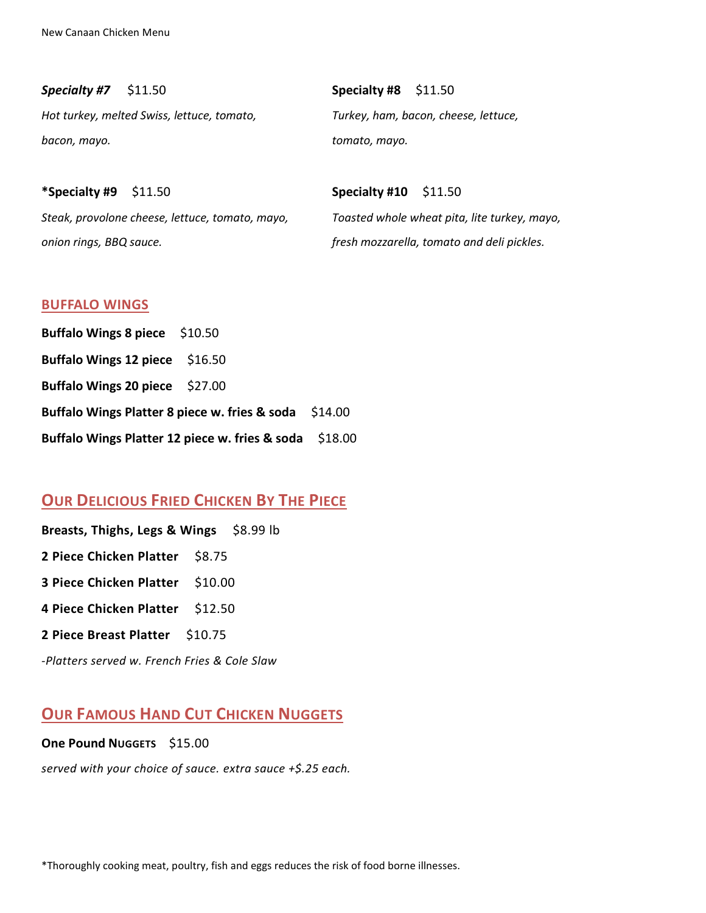***Specialty #7*** $11.50

*Hot turkey, melted Swiss, lettuce, tomato, bacon, mayo.*

**Specialty #8** $11.50

*Turkey, ham, bacon, cheese, lettuce, tomato, mayo.*

***Specialty #9** $11.50

*Steak, provolone cheese, lettuce, tomato, mayo, onion rings, BBQ sauce.*

**Specialty #10** $11.50

*Toasted whole wheat pita, lite turkey, mayo, fresh mozzarella, tomato and deli pickles.*

## BUFFALO WINGS

**Buffalo Wings 8 piece** $10.50

**Buffalo Wings 12 piece** $16.50

**Buffalo Wings 20 piece** $27.00

**Buffalo Wings Platter 8 piece w. fries & soda** $14.00

**Buffalo Wings Platter 12 piece w. fries & soda** $18.00

## Our Delicious Fried Chicken By The Piece

**Breasts, Thighs, Legs & Wings** $8.99 lb

**2 Piece Chicken Platter** $8.75

**3 Piece Chicken Platter** $10.00

**4 Piece Chicken Platter** $12.50

**2 Piece Breast Platter** $10.75

*-Platters served w. French Fries & Cole Slaw*

## Our Famous Hand Cut Chicken Nuggets

**One Pound Nuggets** $15.00

*served with your choice of sauce. extra sauce +$.25 each.*

*Thoroughly cooking meat, poultry, fish and eggs reduces the risk of food borne illnesses.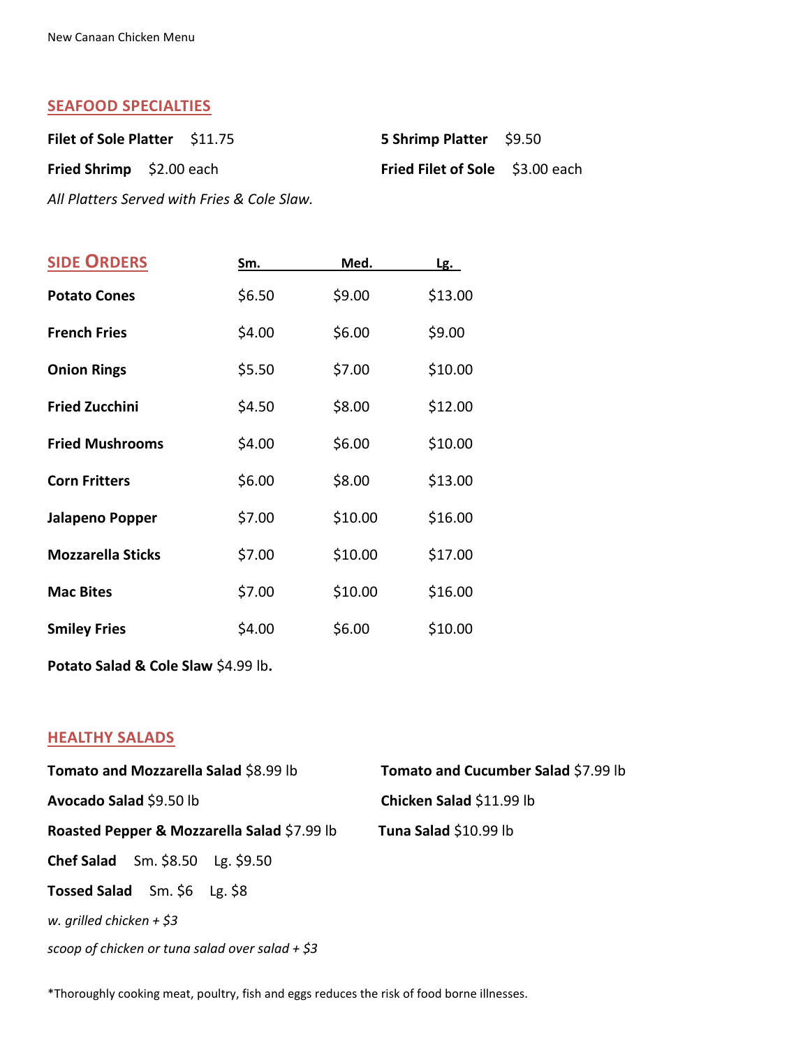## SEAFOOD SPECIALTIES

**Filet of Sole Platter** $11.75

**5 Shrimp Platter** $9.50

**Fried Shrimp** $2.00 each

**Fried Filet of Sole** $3.00 each

*All Platters Served with Fries & Cole Slaw.*

## SIDE ORDERS

| | Sm. | Med. | Lg. |
|---|---|---|---|
| **Potato Cones** | $6.50 | $9.00 | $13.00 |
| **French Fries** | $4.00 | $6.00 | $9.00 |
| **Onion Rings** | $5.50 | $7.00 | $10.00 |
| **Fried Zucchini** | $4.50 | $8.00 | $12.00 |
| **Fried Mushrooms** | $4.00 | $6.00 | $10.00 |
| **Corn Fritters** | $6.00 | $8.00 | $13.00 |
| **Jalapeno Popper** | $7.00 | $10.00 | $16.00 |
| **Mozzarella Sticks** | $7.00 | $10.00 | $17.00 |
| **Mac Bites** | $7.00 | $10.00 | $16.00 |
| **Smiley Fries** | $4.00 | $6.00 | $10.00 |

**Potato Salad & Cole Slaw** $4.99 lb**.**

## HEALTHY SALADS

**Tomato and Mozzarella Salad** $8.99 lb

**Tomato and Cucumber Salad** $7.99 lb

**Avocado Salad** $9.50 lb

**Chicken Salad** $11.99 lb

**Roasted Pepper & Mozzarella Salad** $7.99 lb

**Tuna Salad** $10.99 lb

**Chef Salad** Sm. $8.50 Lg. $9.50

**Tossed Salad** Sm. $6 Lg. $8

*w. grilled chicken + $3*

*scoop of chicken or tuna salad over salad + $3*

*Thoroughly cooking meat, poultry, fish and eggs reduces the risk of food borne illnesses.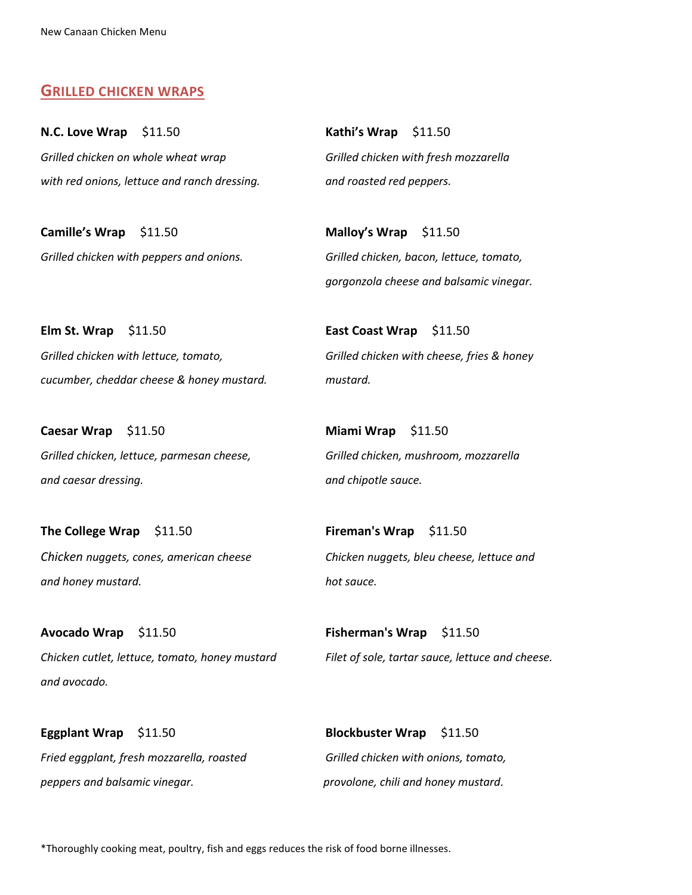## GRILLED CHICKEN WRAPS

**N.C. Love Wrap** $11.50
*Grilled chicken on whole wheat wrap with red onions, lettuce and ranch dressing.*

**Camille's Wrap** $11.50
*Grilled chicken with peppers and onions.*

**Elm St. Wrap** $11.50
*Grilled chicken with lettuce, tomato, cucumber, cheddar cheese & honey mustard.*

**Caesar Wrap** $11.50
*Grilled chicken, lettuce, parmesan cheese, and caesar dressing.*

**The College Wrap** $11.50
*Chicken nuggets, cones, american cheese and honey mustard.*

**Avocado Wrap** $11.50
*Chicken cutlet, lettuce, tomato, honey mustard and avocado.*

**Eggplant Wrap** $11.50
*Fried eggplant, fresh mozzarella, roasted peppers and balsamic vinegar.*

**Kathi's Wrap** $11.50
*Grilled chicken with fresh mozzarella and roasted red peppers.*

**Malloy's Wrap** $11.50
*Grilled chicken, bacon, lettuce, tomato, gorgonzola cheese and balsamic vinegar.*

**East Coast Wrap** $11.50
*Grilled chicken with cheese, fries & honey mustard.*

**Miami Wrap** $11.50
*Grilled chicken, mushroom, mozzarella and chipotle sauce.*

**Fireman's Wrap** $11.50
*Chicken nuggets, bleu cheese, lettuce and hot sauce.*

**Fisherman's Wrap** $11.50
*Filet of sole, tartar sauce, lettuce and cheese.*

**Blockbuster Wrap** $11.50
*Grilled chicken with onions, tomato, provolone, chili and honey mustard.*

*Thoroughly cooking meat, poultry, fish and eggs reduces the risk of food borne illnesses.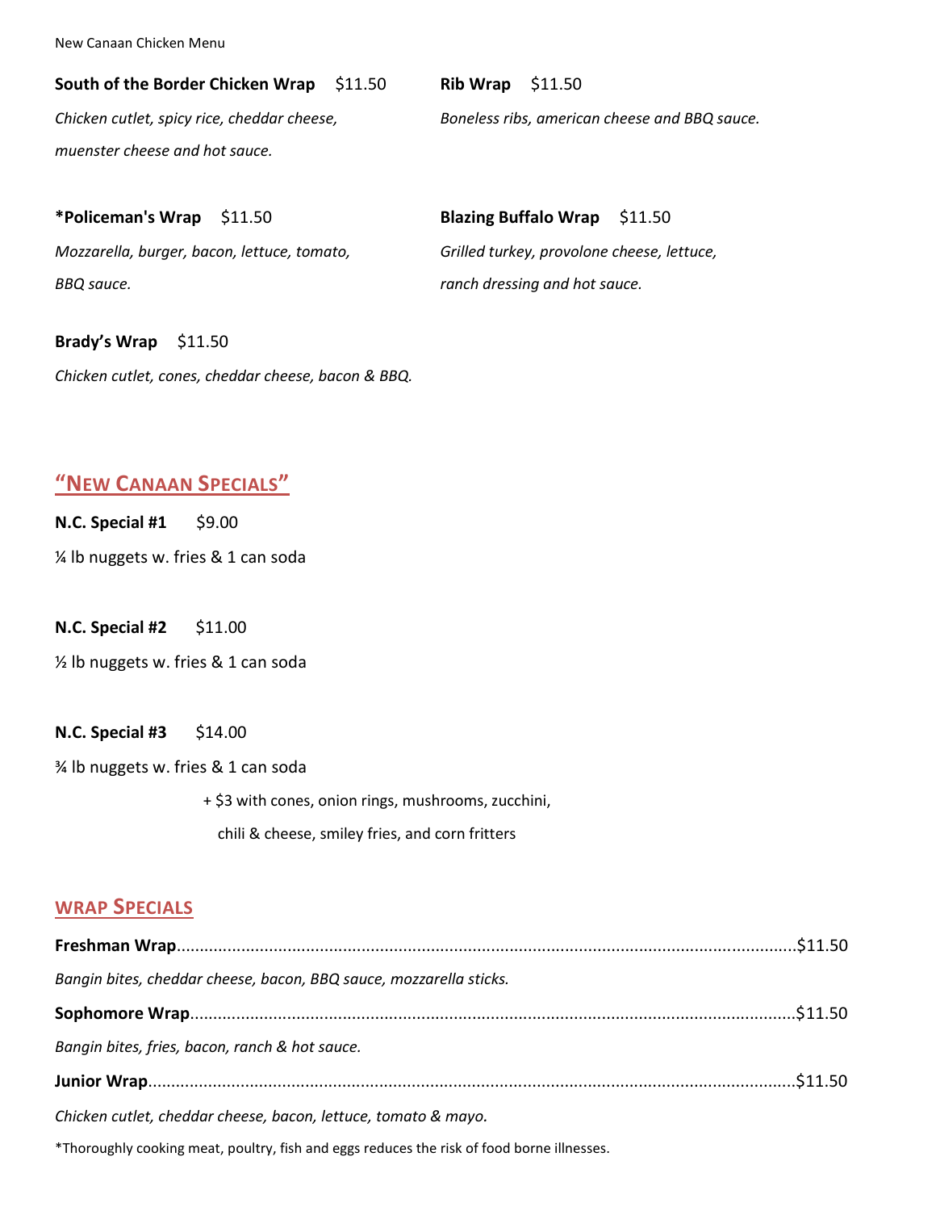**South of the Border Chicken Wrap** $11.50

*Chicken cutlet, spicy rice, cheddar cheese, muenster cheese and hot sauce.*

**Rib Wrap** $11.50

*Boneless ribs, american cheese and BBQ sauce.*

**\*Policeman's Wrap** $11.50

*Mozzarella, burger, bacon, lettuce, tomato, BBQ sauce.*

**Blazing Buffalo Wrap** $11.50

*Grilled turkey, provolone cheese, lettuce, ranch dressing and hot sauce.*

**Brady's Wrap** $11.50

*Chicken cutlet, cones, cheddar cheese, bacon & BBQ.*

## "NEW CANAAN SPECIALS"

**N.C. Special #1** $9.00

¼ lb nuggets w. fries & 1 can soda

**N.C. Special #2** $11.00

½ lb nuggets w. fries & 1 can soda

**N.C. Special #3** $14.00

¾ lb nuggets w. fries & 1 can soda

+ $3 with cones, onion rings, mushrooms, zucchini, chili & cheese, smiley fries, and corn fritters

## WRAP SPECIALS

**Freshman Wrap**......................................................$11.50

*Bangin bites, cheddar cheese, bacon, BBQ sauce, mozzarella sticks.*

**Sophomore Wrap**....................................................$11.50

*Bangin bites, fries, bacon, ranch & hot sauce.*

**Junior Wrap**..........................................................$11.50

*Chicken cutlet, cheddar cheese, bacon, lettuce, tomato & mayo.*

\*Thoroughly cooking meat, poultry, fish and eggs reduces the risk of food borne illnesses.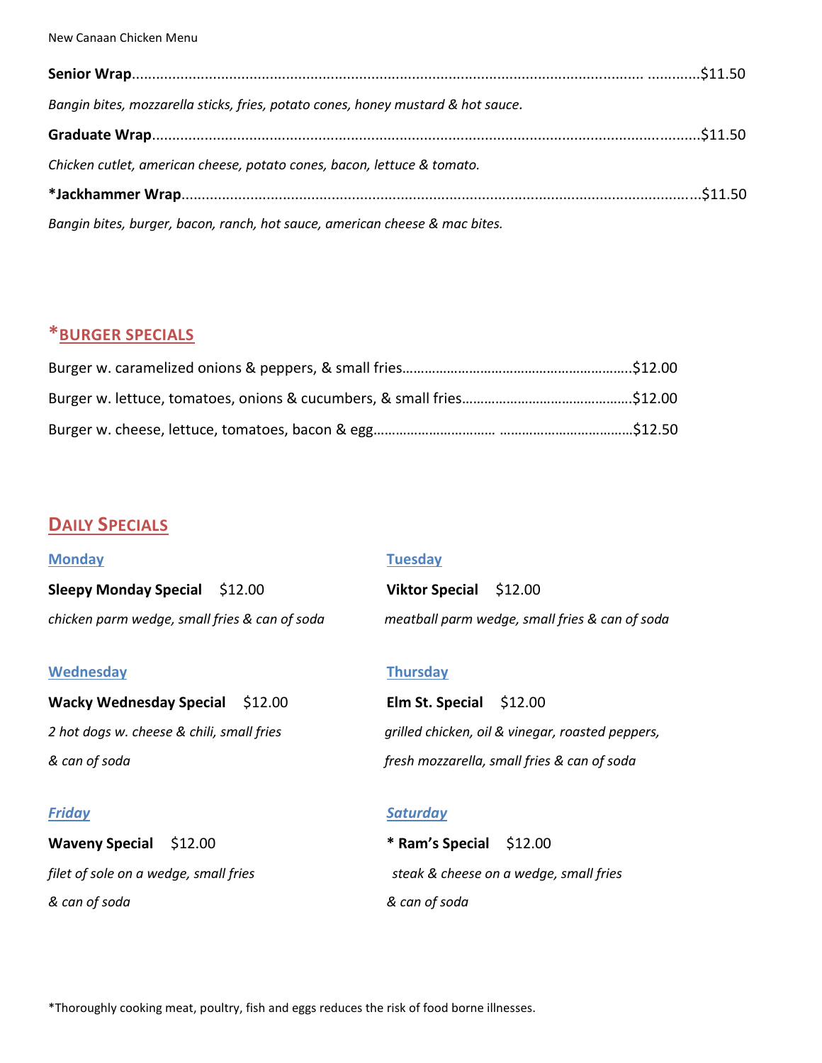**Senior Wrap**......................................................................................................... .............$11.50

*Bangin bites, mozzarella sticks, fries, potato cones, honey mustard & hot sauce.*

**Graduate Wrap**...............................................................................................................................$11.50

*Chicken cutlet, american cheese, potato cones, bacon, lettuce & tomato.*

**\*Jackhammer Wrap**..........................................................................................................................$11.50

*Bangin bites, burger, bacon, ranch, hot sauce, american cheese & mac bites.*

## *BURGER SPECIALS

Burger w. caramelized onions & peppers, & small fries……………………………………………………..$12.00

Burger w. lettuce, tomatoes, onions & cucumbers, & small fries……………………………………….$12.00

Burger w. cheese, lettuce, tomatoes, bacon & egg…………………………… ………………………………$12.50

## DAILY SPECIALS

### Monday

**Sleepy Monday Special** $12.00

*chicken parm wedge, small fries & can of soda*

### Tuesday

**Viktor Special** $12.00

*meatball parm wedge, small fries & can of soda*

### Wednesday

**Wacky Wednesday Special** $12.00

*2 hot dogs w. cheese & chili, small fries & can of soda*

### Thursday

**Elm St. Special** $12.00

*grilled chicken, oil & vinegar, roasted peppers, fresh mozzarella, small fries & can of soda*

### Friday

**Waveny Special** $12.00

*filet of sole on a wedge, small fries & can of soda*

### Saturday

**\* Ram's Special** $12.00

*steak & cheese on a wedge, small fries & can of soda*

*Thoroughly cooking meat, poultry, fish and eggs reduces the risk of food borne illnesses.